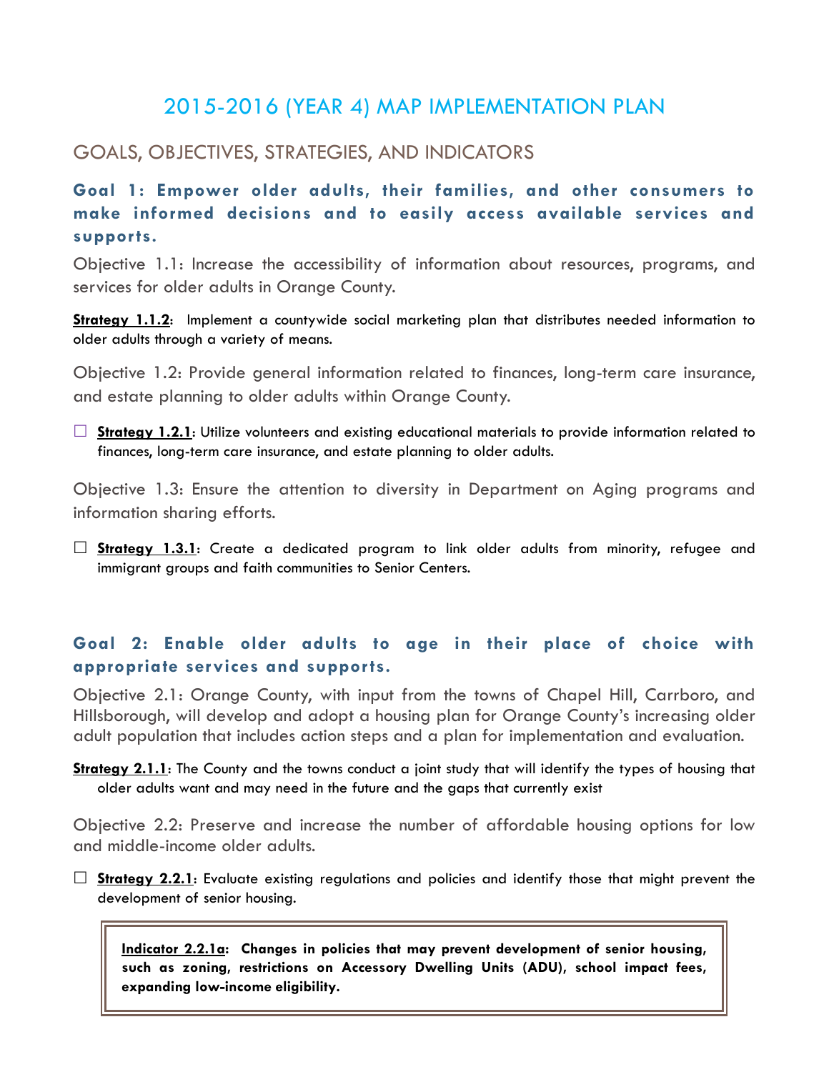# 2015-2016 (YEAR 4) MAP IMPLEMENTATION PLAN

## GOALS, OBJECTIVES, STRATEGIES, AND INDICATORS

### Goal 1: Empower older adults, their families, and other consumers to make informed decisions and to easily access available services and supports.

Objective 1.1: Increase the accessibility of information about resources, programs, and services for older adults in Orange County.

**Strategy 1.1.2**: Implement a countywide social marketing plan that distributes needed information to older adults through a variety of means.

Objective 1.2: Provide general information related to finances, long-term care insurance, and estate planning to older adults within Orange County.

- ☐ **Strategy 1.2.1**: Utilize volunteers and existing educational materials to provide information related to finances, long-term care insurance, and estate planning to older adults.

Objective 1.3: Ensure the attention to diversity in Department on Aging programs and information sharing efforts.

- ☐ **Strategy 1.3.1**: Create a dedicated program to link older adults from minority, refugee and immigrant groups and faith communities to Senior Centers.

### Goal 2: Enable older adults to age in their place of choice with appropriate services and supports.

Objective 2.1: Orange County, with input from the towns of Chapel Hill, Carrboro, and Hillsborough, will develop and adopt a housing plan for Orange County's increasing older adult population that includes action steps and a plan for implementation and evaluation.

**Strategy 2.1.1**: The County and the towns conduct a joint study that will identify the types of housing that older adults want and may need in the future and the gaps that currently exist

Objective 2.2: Preserve and increase the number of affordable housing options for low and middle-income older adults.

- ☐ **Strategy 2.2.1**: Evaluate existing regulations and policies and identify those that might prevent the development of senior housing.

> **Indicator 2.2.1a: Changes in policies that may prevent development of senior housing, such as zoning, restrictions on Accessory Dwelling Units (ADU), school impact fees, expanding low-income eligibility.**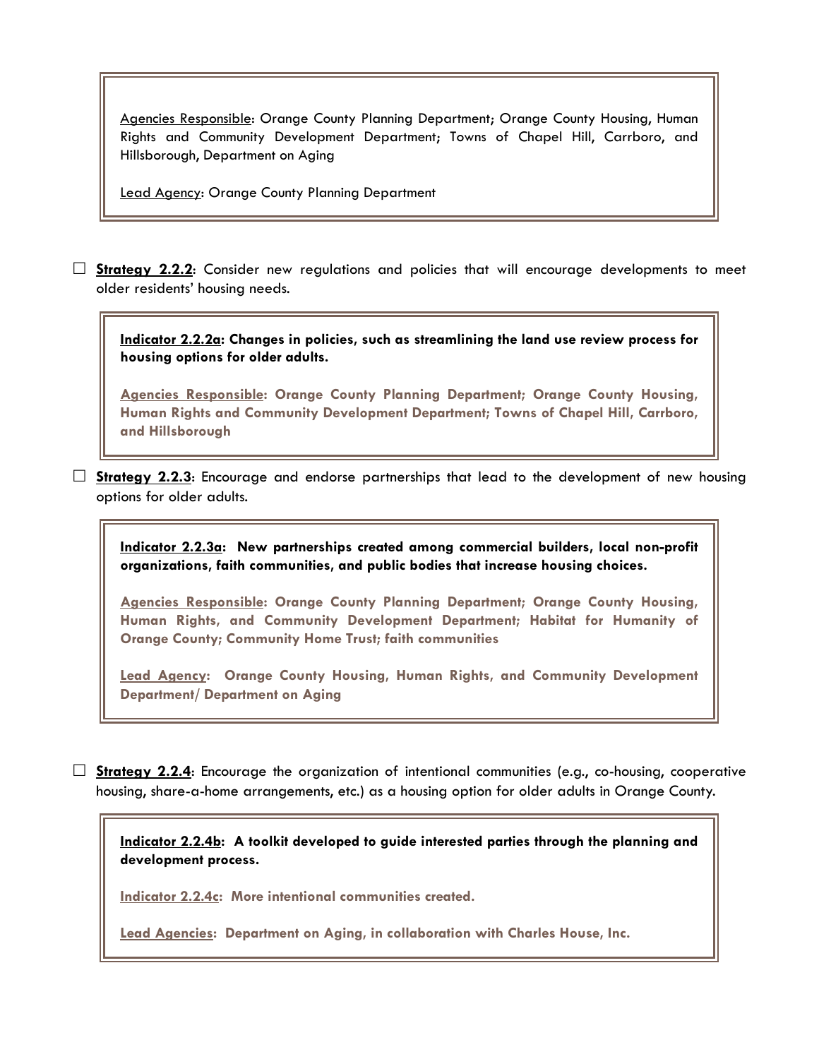Agencies Responsible: Orange County Planning Department; Orange County Housing, Human Rights and Community Development Department; Towns of Chapel Hill, Carrboro, and Hillsborough, Department on Aging

Lead Agency: Orange County Planning Department

☐ **Strategy 2.2.2**: Consider new regulations and policies that will encourage developments to meet older residents' housing needs.

> **Indicator 2.2.2a: Changes in policies, such as streamlining the land use review process for housing options for older adults.**
>
> **Agencies Responsible: Orange County Planning Department; Orange County Housing, Human Rights and Community Development Department; Towns of Chapel Hill, Carrboro, and Hillsborough**

☐ **Strategy 2.2.3**: Encourage and endorse partnerships that lead to the development of new housing options for older adults.

> **Indicator 2.2.3a: New partnerships created among commercial builders, local non-profit organizations, faith communities, and public bodies that increase housing choices.**
>
> **Agencies Responsible: Orange County Planning Department; Orange County Housing, Human Rights, and Community Development Department; Habitat for Humanity of Orange County; Community Home Trust; faith communities**
>
> **Lead Agency: Orange County Housing, Human Rights, and Community Development Department/ Department on Aging**

☐ **Strategy 2.2.4**: Encourage the organization of intentional communities (e.g., co-housing, cooperative housing, share-a-home arrangements, etc.) as a housing option for older adults in Orange County.

> **Indicator 2.2.4b: A toolkit developed to guide interested parties through the planning and development process.**
>
> **Indicator 2.2.4c: More intentional communities created.**
>
> **Lead Agencies: Department on Aging, in collaboration with Charles House, Inc.**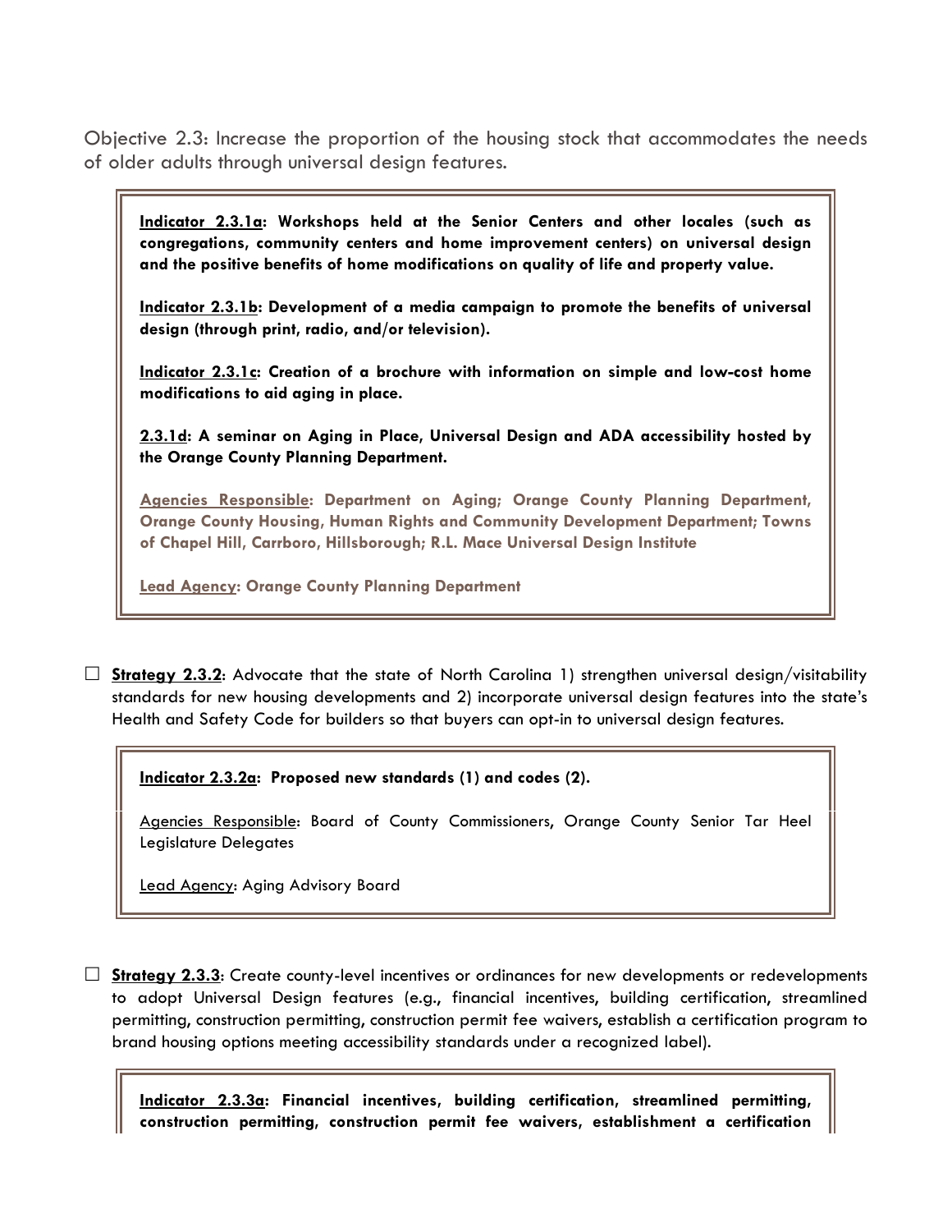Objective 2.3: Increase the proportion of the housing stock that accommodates the needs of older adults through universal design features.

> **Indicator 2.3.1a: Workshops held at the Senior Centers and other locales (such as congregations, community centers and home improvement centers) on universal design and the positive benefits of home modifications on quality of life and property value.**
>
> **Indicator 2.3.1b: Development of a media campaign to promote the benefits of universal design (through print, radio, and/or television).**
>
> **Indicator 2.3.1c: Creation of a brochure with information on simple and low-cost home modifications to aid aging in place.**
>
> **2.3.1d: A seminar on Aging in Place, Universal Design and ADA accessibility hosted by the Orange County Planning Department.**
>
> **Agencies Responsible: Department on Aging; Orange County Planning Department, Orange County Housing, Human Rights and Community Development Department; Towns of Chapel Hill, Carrboro, Hillsborough; R.L. Mace Universal Design Institute**
>
> **Lead Agency: Orange County Planning Department**

☐ **Strategy 2.3.2**: Advocate that the state of North Carolina 1) strengthen universal design/visitability standards for new housing developments and 2) incorporate universal design features into the state's Health and Safety Code for builders so that buyers can opt-in to universal design features.

> **Indicator 2.3.2a: Proposed new standards (1) and codes (2).**
>
> Agencies Responsible: Board of County Commissioners, Orange County Senior Tar Heel Legislature Delegates
>
> Lead Agency: Aging Advisory Board

☐ **Strategy 2.3.3**: Create county-level incentives or ordinances for new developments or redevelopments to adopt Universal Design features (e.g., financial incentives, building certification, streamlined permitting, construction permitting, construction permit fee waivers, establish a certification program to brand housing options meeting accessibility standards under a recognized label).

> **Indicator 2.3.3a: Financial incentives, building certification, streamlined permitting, construction permitting, construction permit fee waivers, establishment a certification**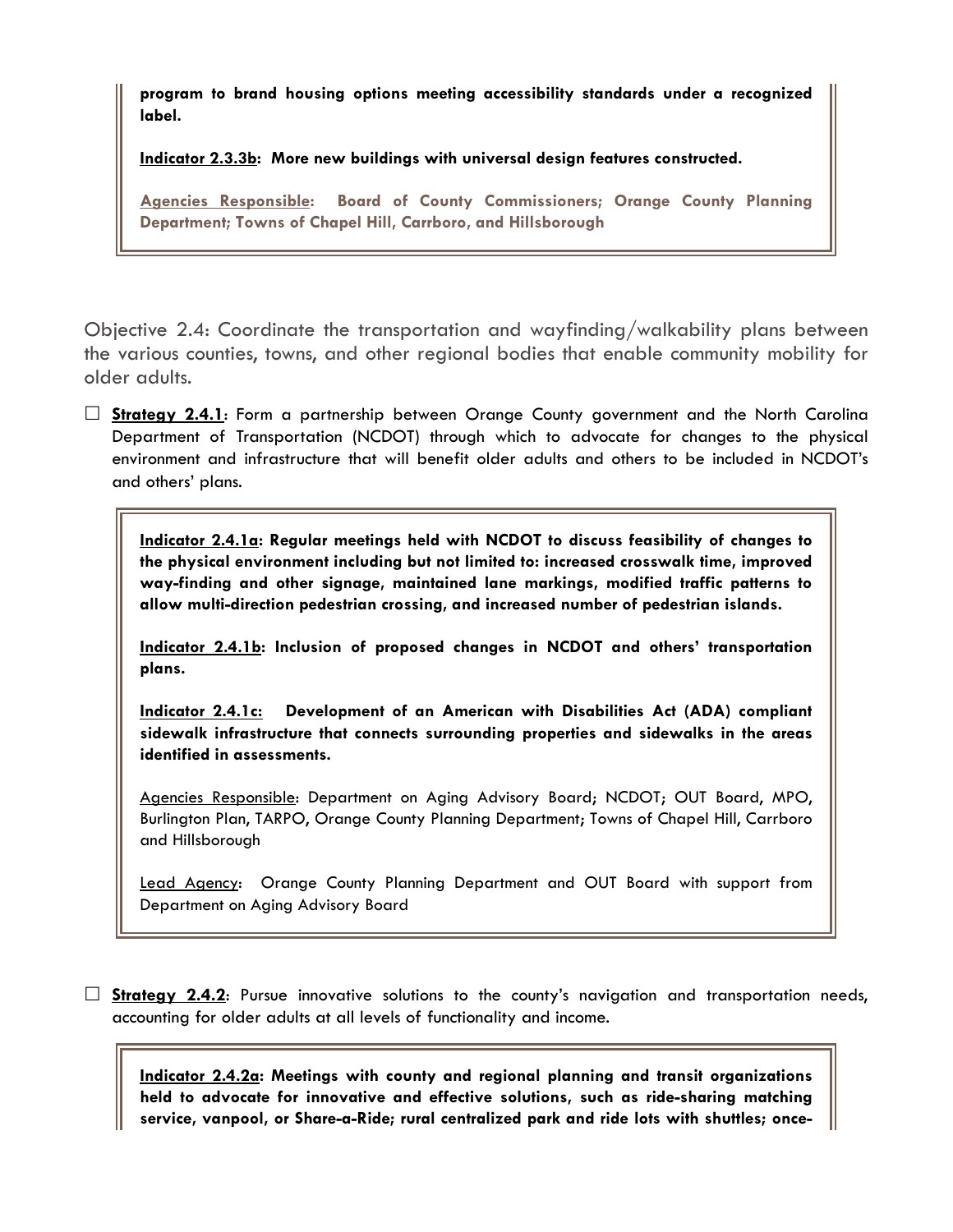**program to brand housing options meeting accessibility standards under a recognized label.**

**Indicator 2.3.3b: More new buildings with universal design features constructed.**

**Agencies Responsible: Board of County Commissioners; Orange County Planning Department; Towns of Chapel Hill, Carrboro, and Hillsborough**

## Objective 2.4: Coordinate the transportation and wayfinding/walkability plans between the various counties, towns, and other regional bodies that enable community mobility for older adults.

☐ **Strategy 2.4.1**: Form a partnership between Orange County government and the North Carolina Department of Transportation (NCDOT) through which to advocate for changes to the physical environment and infrastructure that will benefit older adults and others to be included in NCDOT's and others' plans.

**Indicator 2.4.1a: Regular meetings held with NCDOT to discuss feasibility of changes to the physical environment including but not limited to: increased crosswalk time, improved way-finding and other signage, maintained lane markings, modified traffic patterns to allow multi-direction pedestrian crossing, and increased number of pedestrian islands.**

**Indicator 2.4.1b: Inclusion of proposed changes in NCDOT and others' transportation plans.**

**Indicator 2.4.1c: Development of an American with Disabilities Act (ADA) compliant sidewalk infrastructure that connects surrounding properties and sidewalks in the areas identified in assessments.**

Agencies Responsible: Department on Aging Advisory Board; NCDOT; OUT Board, MPO, Burlington Plan, TARPO, Orange County Planning Department; Towns of Chapel Hill, Carrboro and Hillsborough

Lead Agency: Orange County Planning Department and OUT Board with support from Department on Aging Advisory Board

☐ **Strategy 2.4.2**: Pursue innovative solutions to the county's navigation and transportation needs, accounting for older adults at all levels of functionality and income.

**Indicator 2.4.2a: Meetings with county and regional planning and transit organizations held to advocate for innovative and effective solutions, such as ride-sharing matching service, vanpool, or Share-a-Ride; rural centralized park and ride lots with shuttles; once-**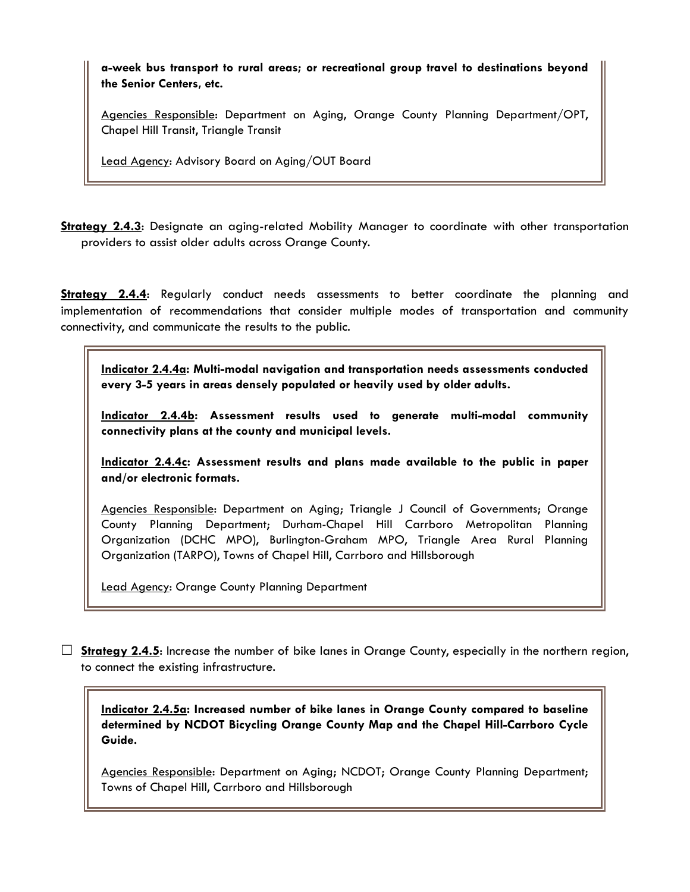**a-week bus transport to rural areas; or recreational group travel to destinations beyond the Senior Centers, etc.**

Agencies Responsible: Department on Aging, Orange County Planning Department/OPT, Chapel Hill Transit, Triangle Transit

Lead Agency: Advisory Board on Aging/OUT Board

**Strategy 2.4.3**: Designate an aging-related Mobility Manager to coordinate with other transportation providers to assist older adults across Orange County.

**Strategy 2.4.4**: Regularly conduct needs assessments to better coordinate the planning and implementation of recommendations that consider multiple modes of transportation and community connectivity, and communicate the results to the public.

**Indicator 2.4.4a: Multi-modal navigation and transportation needs assessments conducted every 3-5 years in areas densely populated or heavily used by older adults.**

**Indicator 2.4.4b: Assessment results used to generate multi-modal community connectivity plans at the county and municipal levels.**

**Indicator 2.4.4c: Assessment results and plans made available to the public in paper and/or electronic formats.**

Agencies Responsible: Department on Aging; Triangle J Council of Governments; Orange County Planning Department; Durham-Chapel Hill Carrboro Metropolitan Planning Organization (DCHC MPO), Burlington-Graham MPO, Triangle Area Rural Planning Organization (TARPO), Towns of Chapel Hill, Carrboro and Hillsborough

Lead Agency: Orange County Planning Department

☐ **Strategy 2.4.5**: Increase the number of bike lanes in Orange County, especially in the northern region, to connect the existing infrastructure.

**Indicator 2.4.5a: Increased number of bike lanes in Orange County compared to baseline determined by NCDOT Bicycling Orange County Map and the Chapel Hill-Carrboro Cycle Guide.**

Agencies Responsible: Department on Aging; NCDOT; Orange County Planning Department; Towns of Chapel Hill, Carrboro and Hillsborough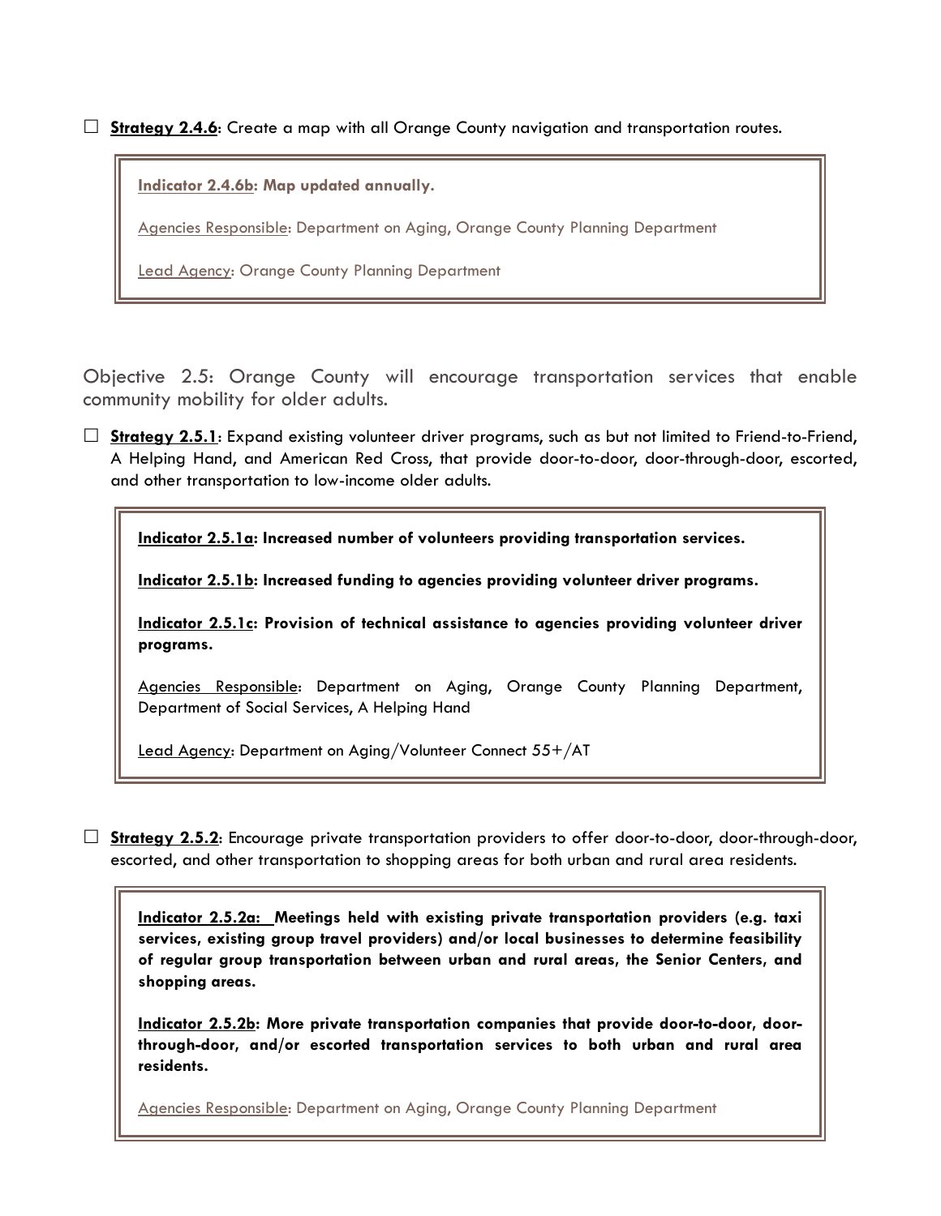☐ **Strategy 2.4.6**: Create a map with all Orange County navigation and transportation routes.

> **Indicator 2.4.6b: Map updated annually.**
>
> Agencies Responsible: Department on Aging, Orange County Planning Department
>
> Lead Agency: Orange County Planning Department

## Objective 2.5: Orange County will encourage transportation services that enable community mobility for older adults.

☐ **Strategy 2.5.1**: Expand existing volunteer driver programs, such as but not limited to Friend-to-Friend, A Helping Hand, and American Red Cross, that provide door-to-door, door-through-door, escorted, and other transportation to low-income older adults.

> **Indicator 2.5.1a: Increased number of volunteers providing transportation services.**
>
> **Indicator 2.5.1b: Increased funding to agencies providing volunteer driver programs.**
>
> **Indicator 2.5.1c: Provision of technical assistance to agencies providing volunteer driver programs.**
>
> Agencies Responsible: Department on Aging, Orange County Planning Department, Department of Social Services, A Helping Hand
>
> Lead Agency: Department on Aging/Volunteer Connect 55+/AT

☐ **Strategy 2.5.2**: Encourage private transportation providers to offer door-to-door, door-through-door, escorted, and other transportation to shopping areas for both urban and rural area residents.

> **Indicator 2.5.2a: Meetings held with existing private transportation providers (e.g. taxi services, existing group travel providers) and/or local businesses to determine feasibility of regular group transportation between urban and rural areas, the Senior Centers, and shopping areas.**
>
> **Indicator 2.5.2b: More private transportation companies that provide door-to-door, door-through-door, and/or escorted transportation services to both urban and rural area residents.**
>
> Agencies Responsible: Department on Aging, Orange County Planning Department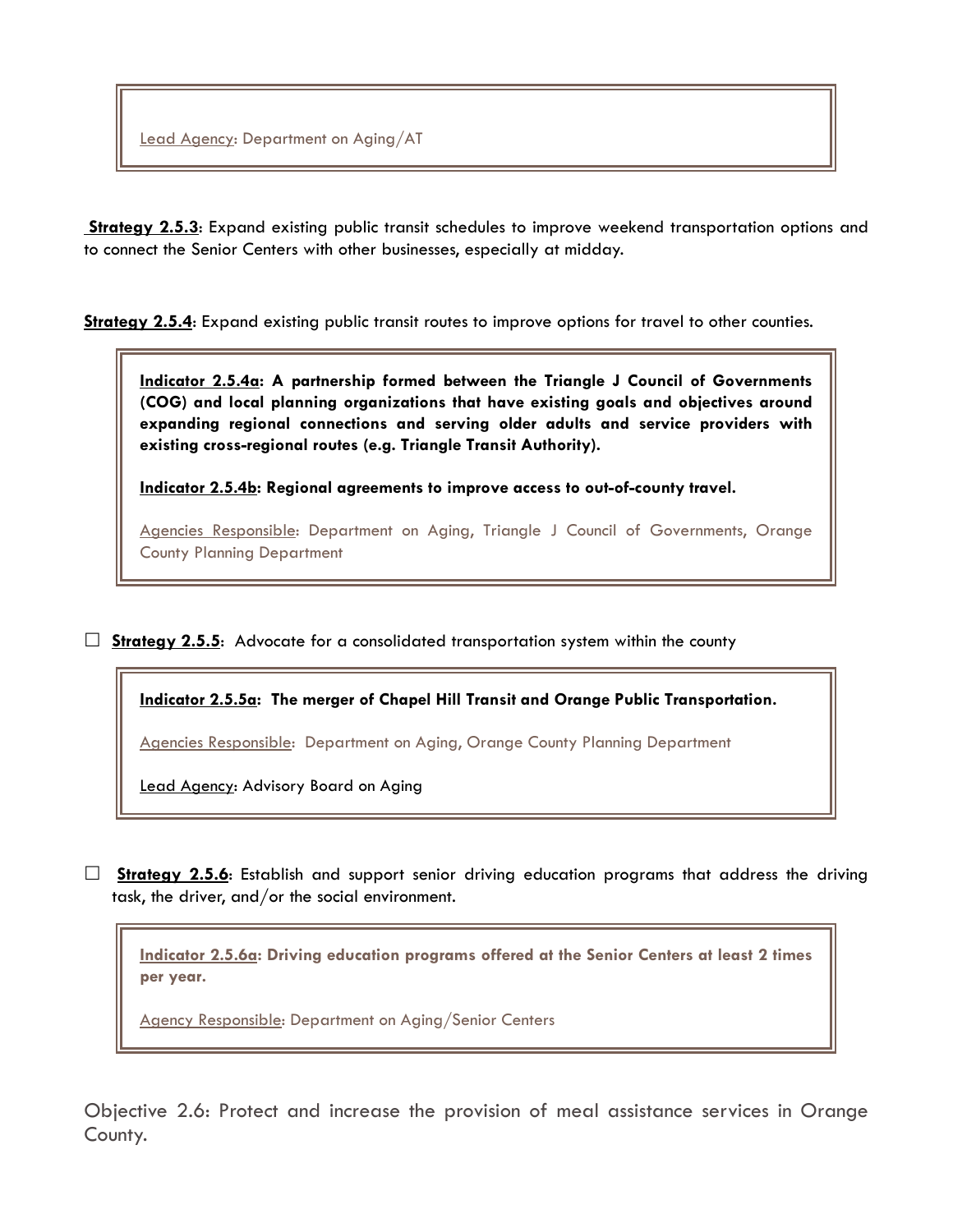Lead Agency: Department on Aging/AT

**Strategy 2.5.3**: Expand existing public transit schedules to improve weekend transportation options and to connect the Senior Centers with other businesses, especially at midday.

**Strategy 2.5.4**: Expand existing public transit routes to improve options for travel to other counties.

> **Indicator 2.5.4a: A partnership formed between the Triangle J Council of Governments (COG) and local planning organizations that have existing goals and objectives around expanding regional connections and serving older adults and service providers with existing cross-regional routes (e.g. Triangle Transit Authority).**
>
> **Indicator 2.5.4b: Regional agreements to improve access to out-of-county travel.**
>
> Agencies Responsible: Department on Aging, Triangle J Council of Governments, Orange County Planning Department

☐ **Strategy 2.5.5**: Advocate for a consolidated transportation system within the county

> **Indicator 2.5.5a: The merger of Chapel Hill Transit and Orange Public Transportation.**
>
> Agencies Responsible: Department on Aging, Orange County Planning Department
>
> Lead Agency: Advisory Board on Aging

☐ **Strategy 2.5.6**: Establish and support senior driving education programs that address the driving task, the driver, and/or the social environment.

> **Indicator 2.5.6a: Driving education programs offered at the Senior Centers at least 2 times per year.**
>
> Agency Responsible: Department on Aging/Senior Centers

## Objective 2.6: Protect and increase the provision of meal assistance services in Orange County.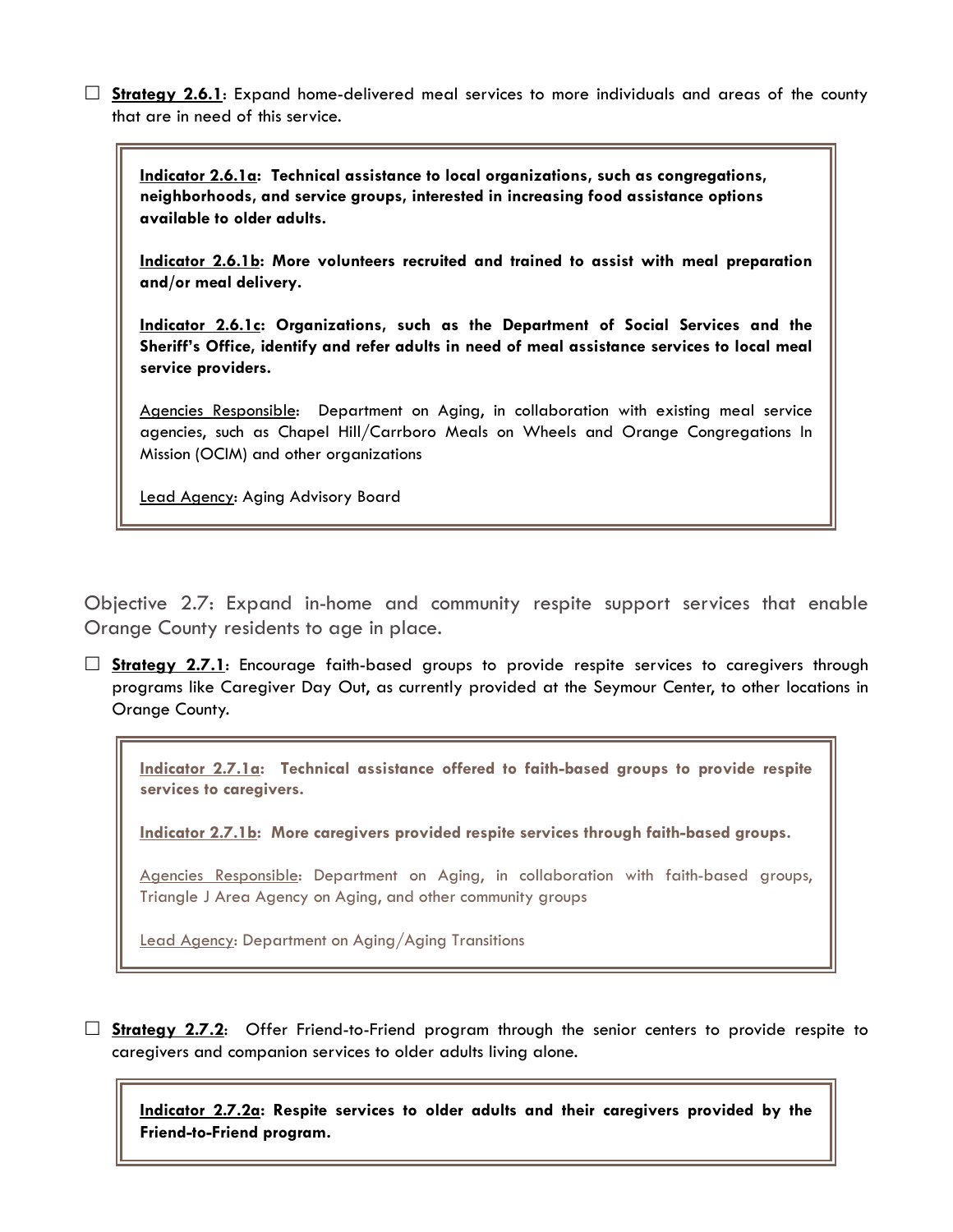☐ **Strategy 2.6.1**: Expand home-delivered meal services to more individuals and areas of the county that are in need of this service.

> **Indicator 2.6.1a: Technical assistance to local organizations, such as congregations, neighborhoods, and service groups, interested in increasing food assistance options available to older adults.**
>
> **Indicator 2.6.1b: More volunteers recruited and trained to assist with meal preparation and/or meal delivery.**
>
> **Indicator 2.6.1c: Organizations, such as the Department of Social Services and the Sheriff's Office, identify and refer adults in need of meal assistance services to local meal service providers.**
>
> Agencies Responsible: Department on Aging, in collaboration with existing meal service agencies, such as Chapel Hill/Carrboro Meals on Wheels and Orange Congregations In Mission (OCIM) and other organizations
>
> Lead Agency: Aging Advisory Board

## Objective 2.7: Expand in-home and community respite support services that enable Orange County residents to age in place.

☐ **Strategy 2.7.1**: Encourage faith-based groups to provide respite services to caregivers through programs like Caregiver Day Out, as currently provided at the Seymour Center, to other locations in Orange County.

> **Indicator 2.7.1a: Technical assistance offered to faith-based groups to provide respite services to caregivers.**
>
> **Indicator 2.7.1b: More caregivers provided respite services through faith-based groups.**
>
> Agencies Responsible: Department on Aging, in collaboration with faith-based groups, Triangle J Area Agency on Aging, and other community groups
>
> Lead Agency: Department on Aging/Aging Transitions

☐ **Strategy 2.7.2**: Offer Friend-to-Friend program through the senior centers to provide respite to caregivers and companion services to older adults living alone.

> **Indicator 2.7.2a: Respite services to older adults and their caregivers provided by the Friend-to-Friend program.**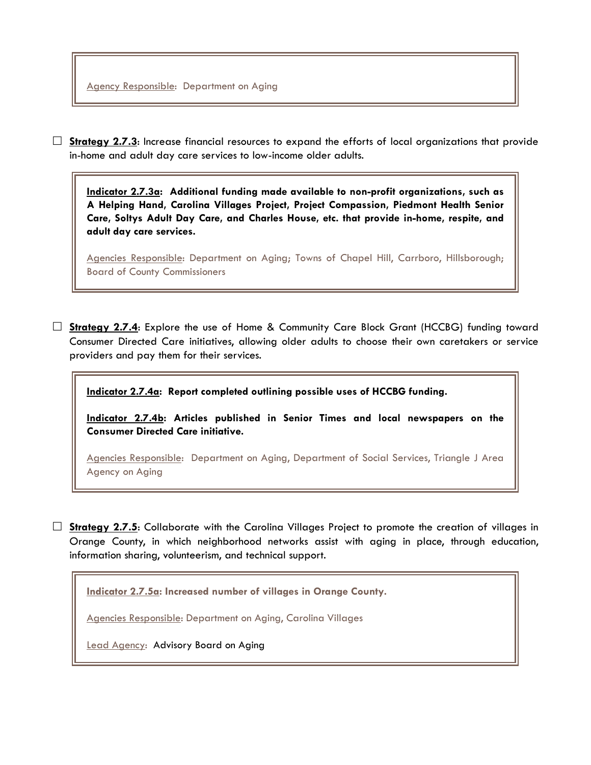Agency Responsible: Department on Aging

☐ **Strategy 2.7.3**: Increase financial resources to expand the efforts of local organizations that provide in-home and adult day care services to low-income older adults.

> **Indicator 2.7.3a: Additional funding made available to non-profit organizations, such as A Helping Hand, Carolina Villages Project, Project Compassion, Piedmont Health Senior Care, Soltys Adult Day Care, and Charles House, etc. that provide in-home, respite, and adult day care services.**
>
> Agencies Responsible: Department on Aging; Towns of Chapel Hill, Carrboro, Hillsborough; Board of County Commissioners

☐ **Strategy 2.7.4**: Explore the use of Home & Community Care Block Grant (HCCBG) funding toward Consumer Directed Care initiatives, allowing older adults to choose their own caretakers or service providers and pay them for their services.

> **Indicator 2.7.4a: Report completed outlining possible uses of HCCBG funding.**
>
> **Indicator 2.7.4b: Articles published in Senior Times and local newspapers on the Consumer Directed Care initiative.**
>
> Agencies Responsible: Department on Aging, Department of Social Services, Triangle J Area Agency on Aging

☐ **Strategy 2.7.5**: Collaborate with the Carolina Villages Project to promote the creation of villages in Orange County, in which neighborhood networks assist with aging in place, through education, information sharing, volunteerism, and technical support.

> **Indicator 2.7.5a: Increased number of villages in Orange County.**
>
> Agencies Responsible: Department on Aging, Carolina Villages
>
> Lead Agency: Advisory Board on Aging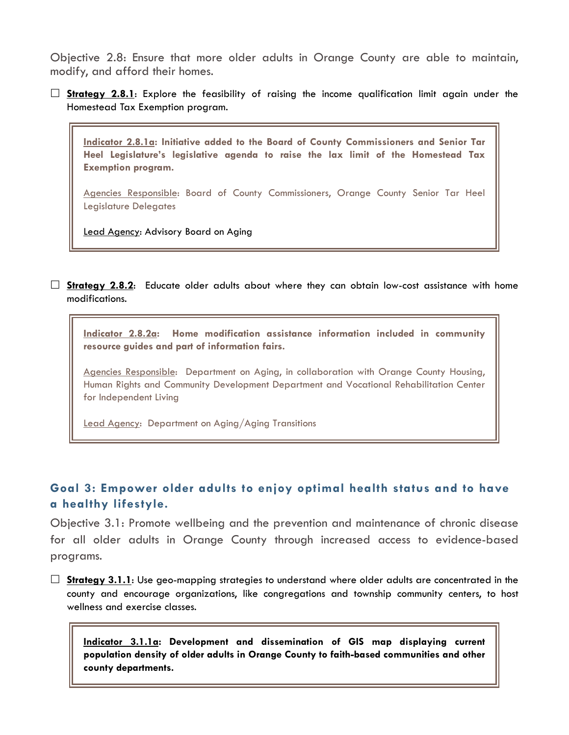Objective 2.8: Ensure that more older adults in Orange County are able to maintain, modify, and afford their homes.

☐ **Strategy 2.8.1**: Explore the feasibility of raising the income qualification limit again under the Homestead Tax Exemption program.

> **Indicator 2.8.1a: Initiative added to the Board of County Commissioners and Senior Tar Heel Legislature's legislative agenda to raise the lax limit of the Homestead Tax Exemption program.**
>
> Agencies Responsible: Board of County Commissioners, Orange County Senior Tar Heel Legislature Delegates
>
> Lead Agency: Advisory Board on Aging

☐ **Strategy 2.8.2**: Educate older adults about where they can obtain low-cost assistance with home modifications.

> **Indicator 2.8.2a: Home modification assistance information included in community resource guides and part of information fairs.**
>
> Agencies Responsible: Department on Aging, in collaboration with Orange County Housing, Human Rights and Community Development Department and Vocational Rehabilitation Center for Independent Living
>
> Lead Agency: Department on Aging/Aging Transitions

## Goal 3: Empower older adults to enjoy optimal health status and to have a healthy lifestyle.

Objective 3.1: Promote wellbeing and the prevention and maintenance of chronic disease for all older adults in Orange County through increased access to evidence-based programs.

☐ **Strategy 3.1.1**: Use geo-mapping strategies to understand where older adults are concentrated in the county and encourage organizations, like congregations and township community centers, to host wellness and exercise classes.

> **Indicator 3.1.1a: Development and dissemination of GIS map displaying current population density of older adults in Orange County to faith-based communities and other county departments.**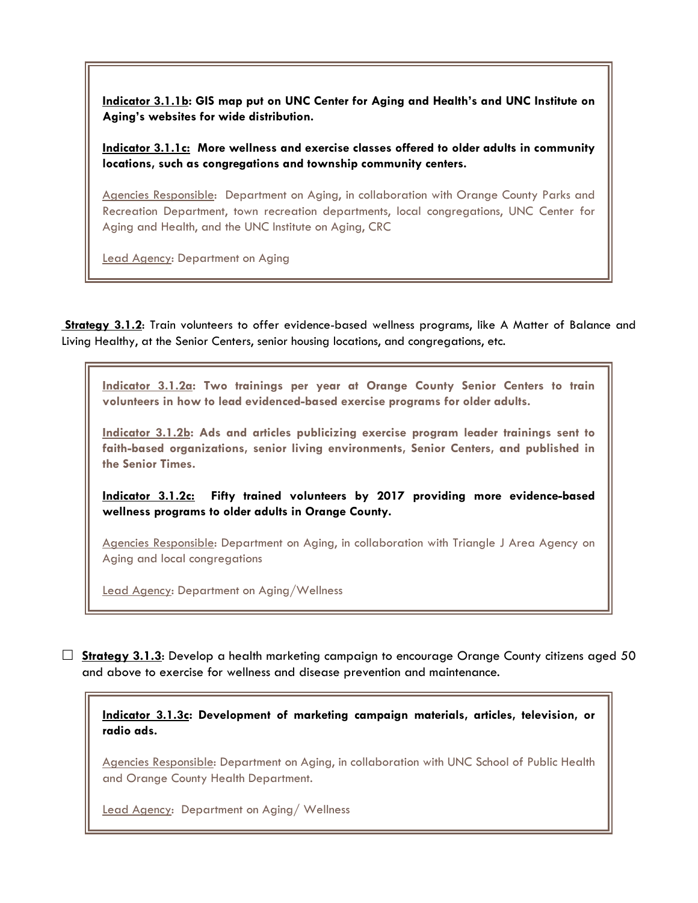**Indicator 3.1.1b: GIS map put on UNC Center for Aging and Health's and UNC Institute on Aging's websites for wide distribution.**

**Indicator 3.1.1c: More wellness and exercise classes offered to older adults in community locations, such as congregations and township community centers.**

Agencies Responsible: Department on Aging, in collaboration with Orange County Parks and Recreation Department, town recreation departments, local congregations, UNC Center for Aging and Health, and the UNC Institute on Aging, CRC

Lead Agency: Department on Aging

**Strategy 3.1.2**: Train volunteers to offer evidence-based wellness programs, like A Matter of Balance and Living Healthy, at the Senior Centers, senior housing locations, and congregations, etc.

**Indicator 3.1.2a: Two trainings per year at Orange County Senior Centers to train volunteers in how to lead evidenced-based exercise programs for older adults.**

**Indicator 3.1.2b: Ads and articles publicizing exercise program leader trainings sent to faith-based organizations, senior living environments, Senior Centers, and published in the Senior Times.**

**Indicator 3.1.2c: Fifty trained volunteers by 2017 providing more evidence-based wellness programs to older adults in Orange County.**

Agencies Responsible: Department on Aging, in collaboration with Triangle J Area Agency on Aging and local congregations

Lead Agency: Department on Aging/Wellness

- **Strategy 3.1.3**: Develop a health marketing campaign to encourage Orange County citizens aged 50 and above to exercise for wellness and disease prevention and maintenance.

**Indicator 3.1.3c: Development of marketing campaign materials, articles, television, or radio ads.**

Agencies Responsible: Department on Aging, in collaboration with UNC School of Public Health and Orange County Health Department.

Lead Agency: Department on Aging/ Wellness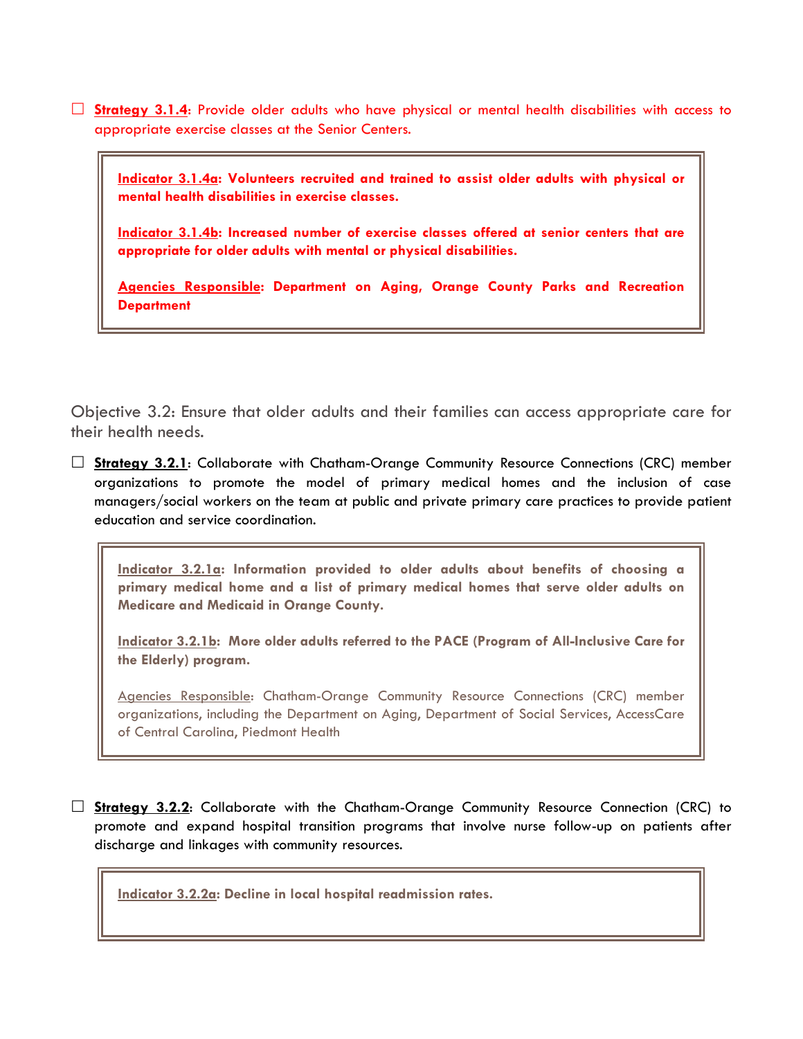☐ **Strategy 3.1.4**: Provide older adults who have physical or mental health disabilities with access to appropriate exercise classes at the Senior Centers.

> **Indicator 3.1.4a: Volunteers recruited and trained to assist older adults with physical or mental health disabilities in exercise classes.**
>
> **Indicator 3.1.4b: Increased number of exercise classes offered at senior centers that are appropriate for older adults with mental or physical disabilities.**
>
> **Agencies Responsible: Department on Aging, Orange County Parks and Recreation Department**

## Objective 3.2: Ensure that older adults and their families can access appropriate care for their health needs.

☐ **Strategy 3.2.1**: Collaborate with Chatham-Orange Community Resource Connections (CRC) member organizations to promote the model of primary medical homes and the inclusion of case managers/social workers on the team at public and private primary care practices to provide patient education and service coordination.

> **Indicator 3.2.1a: Information provided to older adults about benefits of choosing a primary medical home and a list of primary medical homes that serve older adults on Medicare and Medicaid in Orange County.**
>
> **Indicator 3.2.1b: More older adults referred to the PACE (Program of All-Inclusive Care for the Elderly) program.**
>
> Agencies Responsible: Chatham-Orange Community Resource Connections (CRC) member organizations, including the Department on Aging, Department of Social Services, AccessCare of Central Carolina, Piedmont Health

☐ **Strategy 3.2.2**: Collaborate with the Chatham-Orange Community Resource Connection (CRC) to promote and expand hospital transition programs that involve nurse follow-up on patients after discharge and linkages with community resources.

> **Indicator 3.2.2a: Decline in local hospital readmission rates.**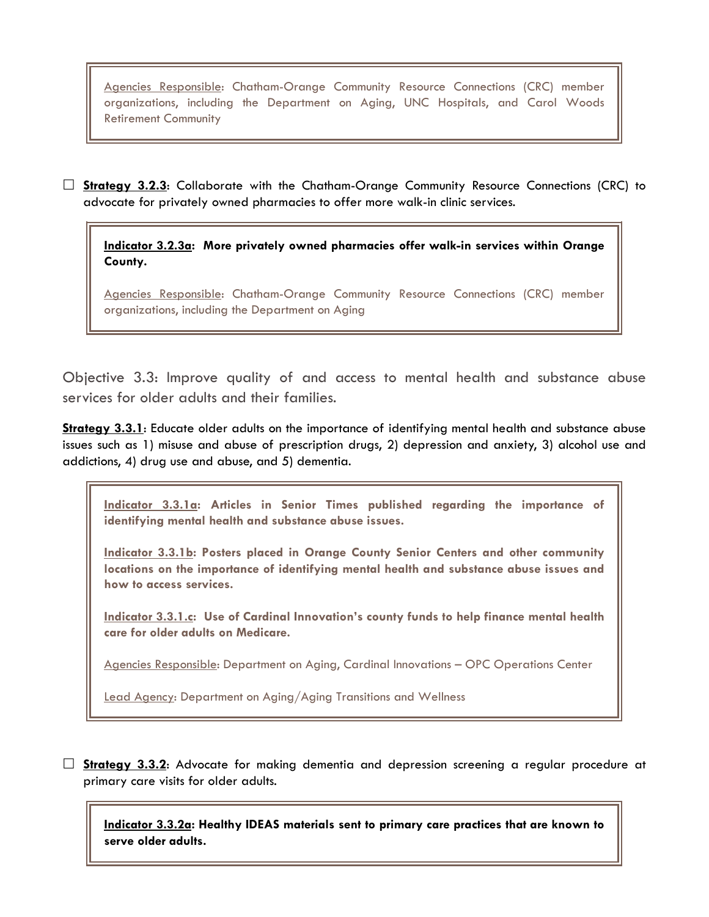Agencies Responsible: Chatham-Orange Community Resource Connections (CRC) member organizations, including the Department on Aging, UNC Hospitals, and Carol Woods Retirement Community

☐ **Strategy 3.2.3**: Collaborate with the Chatham-Orange Community Resource Connections (CRC) to advocate for privately owned pharmacies to offer more walk-in clinic services.

**Indicator 3.2.3a: More privately owned pharmacies offer walk-in services within Orange County.**

Agencies Responsible: Chatham-Orange Community Resource Connections (CRC) member organizations, including the Department on Aging

## Objective 3.3: Improve quality of and access to mental health and substance abuse services for older adults and their families.

**Strategy 3.3.1**: Educate older adults on the importance of identifying mental health and substance abuse issues such as 1) misuse and abuse of prescription drugs, 2) depression and anxiety, 3) alcohol use and addictions, 4) drug use and abuse, and 5) dementia.

**Indicator 3.3.1a: Articles in Senior Times published regarding the importance of identifying mental health and substance abuse issues.**

**Indicator 3.3.1b: Posters placed in Orange County Senior Centers and other community locations on the importance of identifying mental health and substance abuse issues and how to access services.**

**Indicator 3.3.1.c: Use of Cardinal Innovation's county funds to help finance mental health care for older adults on Medicare.**

Agencies Responsible: Department on Aging, Cardinal Innovations – OPC Operations Center

Lead Agency: Department on Aging/Aging Transitions and Wellness

☐ **Strategy 3.3.2**: Advocate for making dementia and depression screening a regular procedure at primary care visits for older adults.

**Indicator 3.3.2a: Healthy IDEAS materials sent to primary care practices that are known to serve older adults.**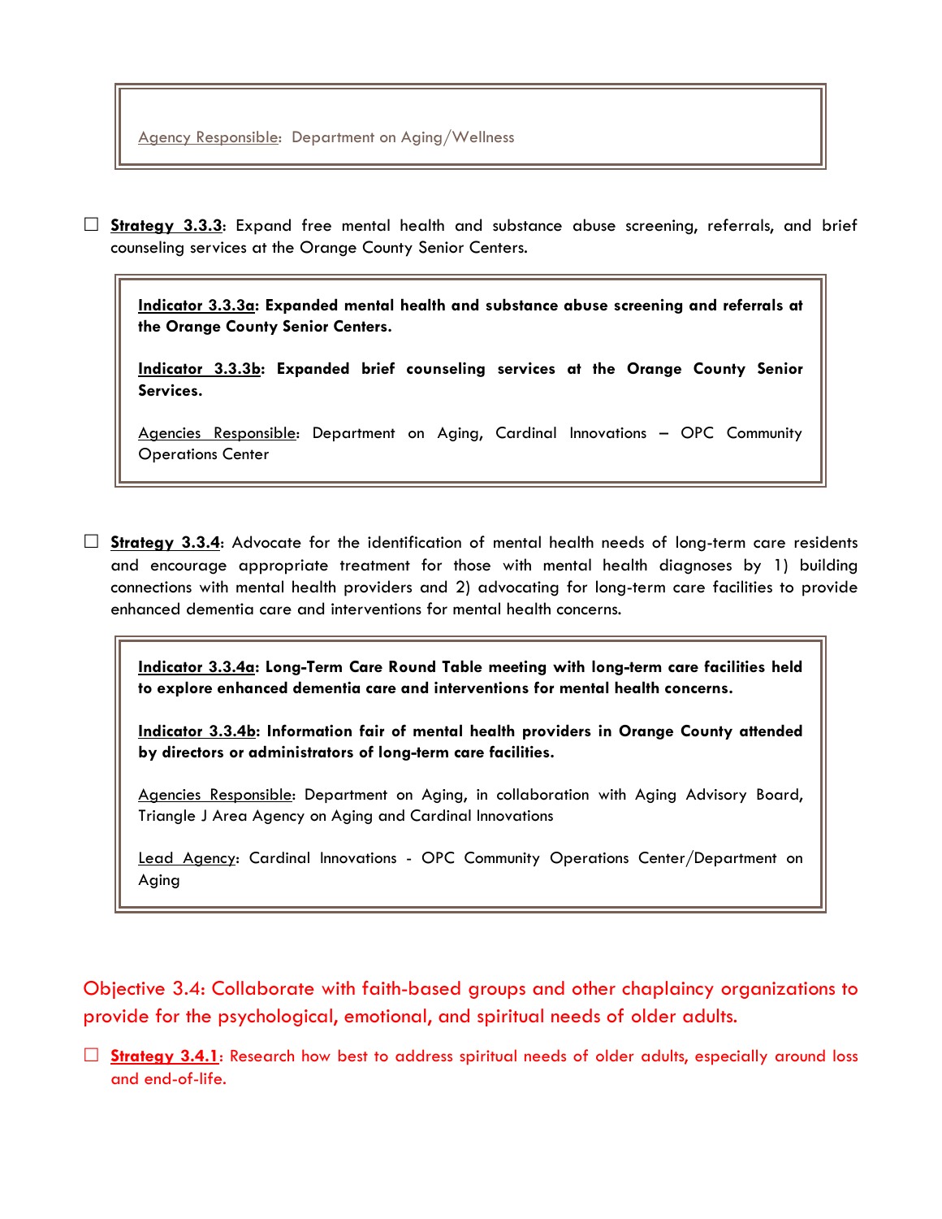Agency Responsible: Department on Aging/Wellness

☐ **Strategy 3.3.3**: Expand free mental health and substance abuse screening, referrals, and brief counseling services at the Orange County Senior Centers.

> **Indicator 3.3.3a: Expanded mental health and substance abuse screening and referrals at the Orange County Senior Centers.**
>
> **Indicator 3.3.3b: Expanded brief counseling services at the Orange County Senior Services.**
>
> Agencies Responsible: Department on Aging, Cardinal Innovations – OPC Community Operations Center

☐ **Strategy 3.3.4**: Advocate for the identification of mental health needs of long-term care residents and encourage appropriate treatment for those with mental health diagnoses by 1) building connections with mental health providers and 2) advocating for long-term care facilities to provide enhanced dementia care and interventions for mental health concerns.

> **Indicator 3.3.4a: Long-Term Care Round Table meeting with long-term care facilities held to explore enhanced dementia care and interventions for mental health concerns.**
>
> **Indicator 3.3.4b: Information fair of mental health providers in Orange County attended by directors or administrators of long-term care facilities.**
>
> Agencies Responsible: Department on Aging, in collaboration with Aging Advisory Board, Triangle J Area Agency on Aging and Cardinal Innovations
>
> Lead Agency: Cardinal Innovations - OPC Community Operations Center/Department on Aging

## Objective 3.4: Collaborate with faith-based groups and other chaplaincy organizations to provide for the psychological, emotional, and spiritual needs of older adults.

☐ **Strategy 3.4.1**: Research how best to address spiritual needs of older adults, especially around loss and end-of-life.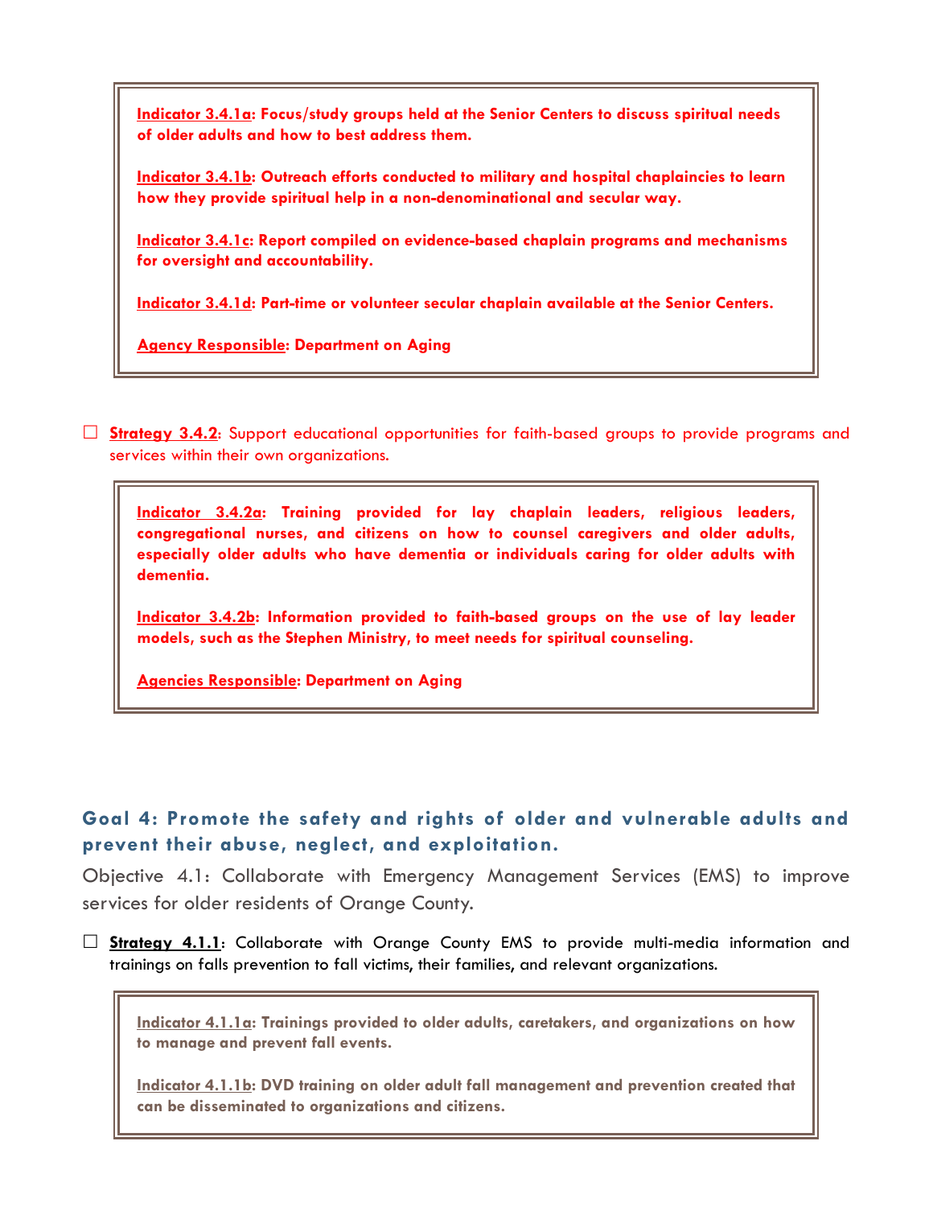**Indicator 3.4.1a: Focus/study groups held at the Senior Centers to discuss spiritual needs of older adults and how to best address them.**

**Indicator 3.4.1b: Outreach efforts conducted to military and hospital chaplaincies to learn how they provide spiritual help in a non-denominational and secular way.**

**Indicator 3.4.1c: Report compiled on evidence-based chaplain programs and mechanisms for oversight and accountability.**

**Indicator 3.4.1d: Part-time or volunteer secular chaplain available at the Senior Centers.**

**Agency Responsible: Department on Aging**

☐ **Strategy 3.4.2**: Support educational opportunities for faith-based groups to provide programs and services within their own organizations.

**Indicator 3.4.2a: Training provided for lay chaplain leaders, religious leaders, congregational nurses, and citizens on how to counsel caregivers and older adults, especially older adults who have dementia or individuals caring for older adults with dementia.**

**Indicator 3.4.2b: Information provided to faith-based groups on the use of lay leader models, such as the Stephen Ministry, to meet needs for spiritual counseling.**

**Agencies Responsible: Department on Aging**

## Goal 4: Promote the safety and rights of older and vulnerable adults and prevent their abuse, neglect, and exploitation.

Objective 4.1: Collaborate with Emergency Management Services (EMS) to improve services for older residents of Orange County.

☐ **Strategy 4.1.1**: Collaborate with Orange County EMS to provide multi-media information and trainings on falls prevention to fall victims, their families, and relevant organizations.

**Indicator 4.1.1a: Trainings provided to older adults, caretakers, and organizations on how to manage and prevent fall events.**

**Indicator 4.1.1b: DVD training on older adult fall management and prevention created that can be disseminated to organizations and citizens.**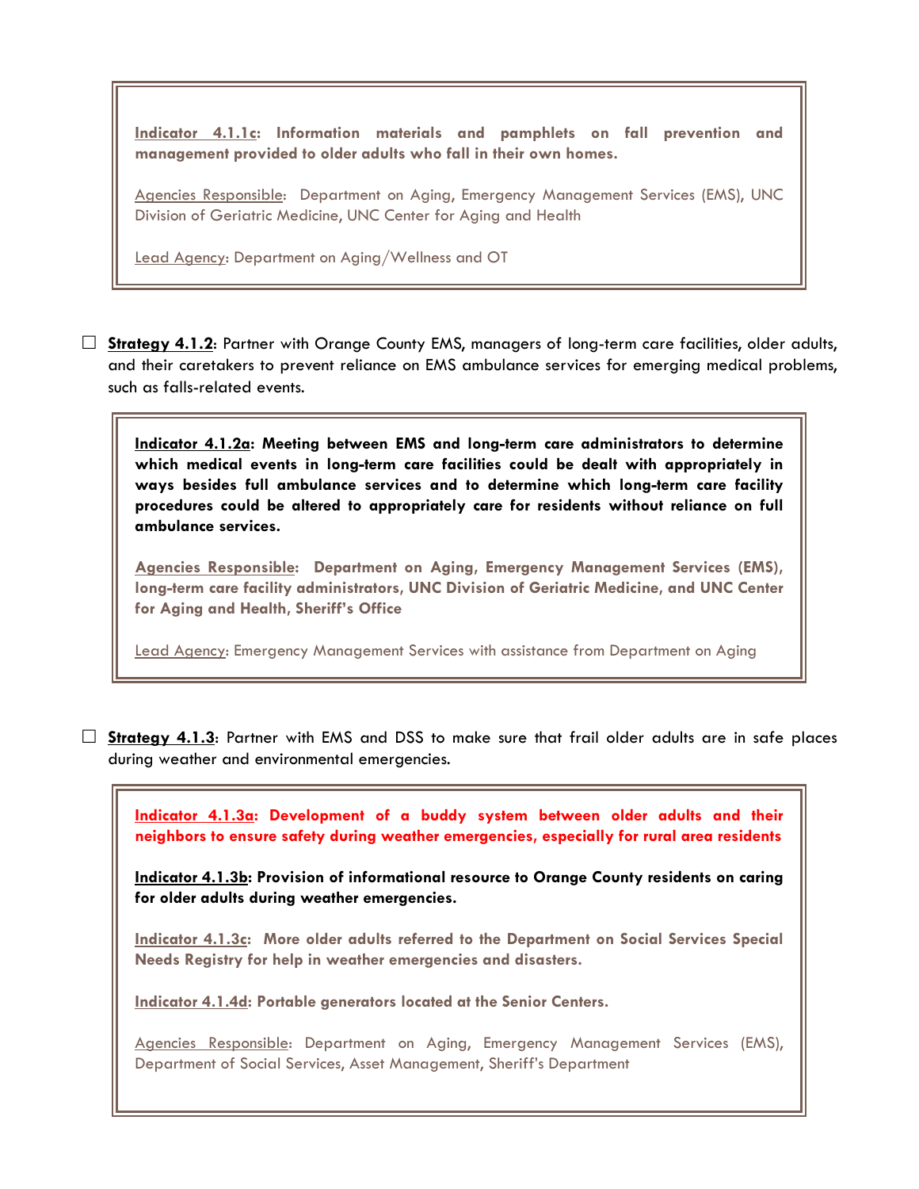**Indicator 4.1.1c: Information materials and pamphlets on fall prevention and management provided to older adults who fall in their own homes.**

Agencies Responsible: Department on Aging, Emergency Management Services (EMS), UNC Division of Geriatric Medicine, UNC Center for Aging and Health

Lead Agency: Department on Aging/Wellness and OT

☐ **Strategy 4.1.2**: Partner with Orange County EMS, managers of long-term care facilities, older adults, and their caretakers to prevent reliance on EMS ambulance services for emerging medical problems, such as falls-related events.

**Indicator 4.1.2a: Meeting between EMS and long-term care administrators to determine which medical events in long-term care facilities could be dealt with appropriately in ways besides full ambulance services and to determine which long-term care facility procedures could be altered to appropriately care for residents without reliance on full ambulance services.**

**Agencies Responsible: Department on Aging, Emergency Management Services (EMS), long-term care facility administrators, UNC Division of Geriatric Medicine, and UNC Center for Aging and Health, Sheriff's Office**

Lead Agency: Emergency Management Services with assistance from Department on Aging

☐ **Strategy 4.1.3**: Partner with EMS and DSS to make sure that frail older adults are in safe places during weather and environmental emergencies.

**Indicator 4.1.3a: Development of a buddy system between older adults and their neighbors to ensure safety during weather emergencies, especially for rural area residents**

**Indicator 4.1.3b: Provision of informational resource to Orange County residents on caring for older adults during weather emergencies.**

**Indicator 4.1.3c: More older adults referred to the Department on Social Services Special Needs Registry for help in weather emergencies and disasters.**

**Indicator 4.1.4d: Portable generators located at the Senior Centers.**

Agencies Responsible: Department on Aging, Emergency Management Services (EMS), Department of Social Services, Asset Management, Sheriff's Department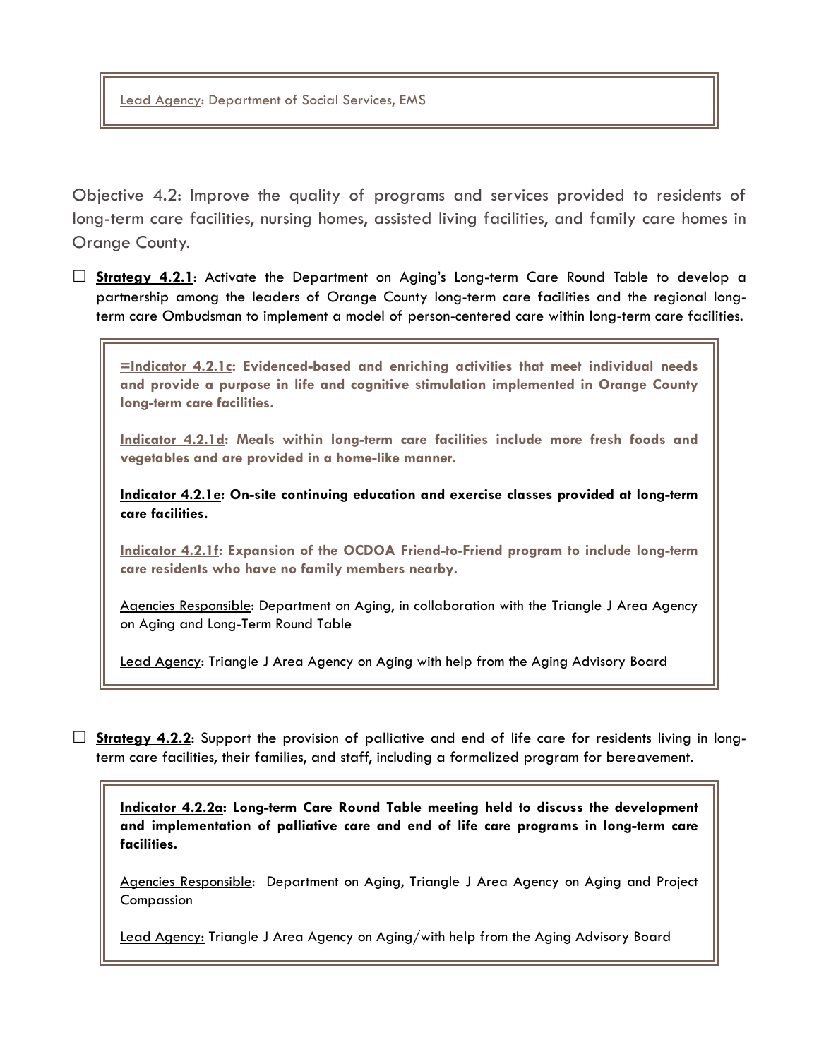Lead Agency: Department of Social Services, EMS

Objective 4.2: Improve the quality of programs and services provided to residents of long-term care facilities, nursing homes, assisted living facilities, and family care homes in Orange County.

☐ **Strategy 4.2.1**: Activate the Department on Aging's Long-term Care Round Table to develop a partnership among the leaders of Orange County long-term care facilities and the regional long-term care Ombudsman to implement a model of person-centered care within long-term care facilities.

**=Indicator 4.2.1c: Evidenced-based and enriching activities that meet individual needs and provide a purpose in life and cognitive stimulation implemented in Orange County long-term care facilities.**

**Indicator 4.2.1d: Meals within long-term care facilities include more fresh foods and vegetables and are provided in a home-like manner.**

**Indicator 4.2.1e: On-site continuing education and exercise classes provided at long-term care facilities.**

**Indicator 4.2.1f: Expansion of the OCDOA Friend-to-Friend program to include long-term care residents who have no family members nearby.**

Agencies Responsible: Department on Aging, in collaboration with the Triangle J Area Agency on Aging and Long-Term Round Table

Lead Agency: Triangle J Area Agency on Aging with help from the Aging Advisory Board

☐ **Strategy 4.2.2**: Support the provision of palliative and end of life care for residents living in long-term care facilities, their families, and staff, including a formalized program for bereavement.

**Indicator 4.2.2a: Long-term Care Round Table meeting held to discuss the development and implementation of palliative care and end of life care programs in long-term care facilities.**

Agencies Responsible: Department on Aging, Triangle J Area Agency on Aging and Project Compassion

Lead Agency: Triangle J Area Agency on Aging/with help from the Aging Advisory Board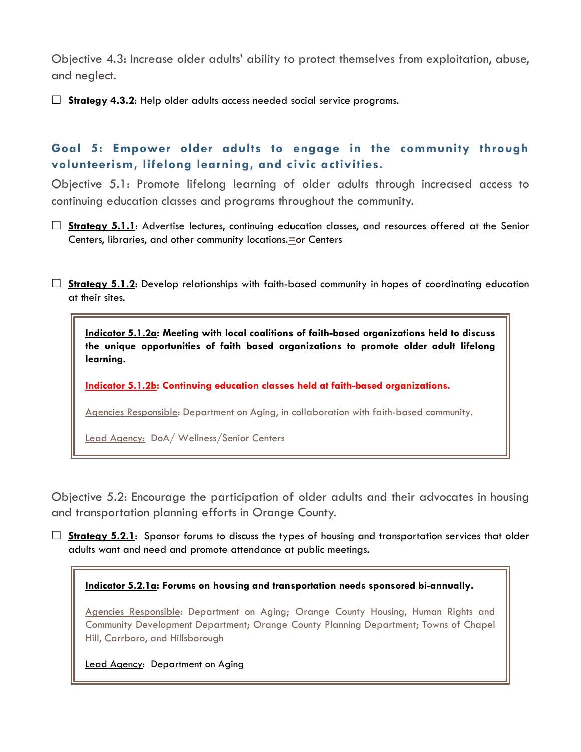Objective 4.3: Increase older adults' ability to protect themselves from exploitation, abuse, and neglect.

☐ **Strategy 4.3.2**: Help older adults access needed social service programs.

## Goal 5: Empower older adults to engage in the community through volunteerism, lifelong learning, and civic activities.

Objective 5.1: Promote lifelong learning of older adults through increased access to continuing education classes and programs throughout the community.

☐ **Strategy 5.1.1**: Advertise lectures, continuing education classes, and resources offered at the Senior Centers, libraries, and other community locations.=or Centers

☐ **Strategy 5.1.2**: Develop relationships with faith-based community in hopes of coordinating education at their sites.

> **Indicator 5.1.2a: Meeting with local coalitions of faith-based organizations held to discuss the unique opportunities of faith based organizations to promote older adult lifelong learning.**
>
> **Indicator 5.1.2b: Continuing education classes held at faith-based organizations.**
>
> Agencies Responsible: Department on Aging, in collaboration with faith-based community.
>
> Lead Agency: DoA/ Wellness/Senior Centers

Objective 5.2: Encourage the participation of older adults and their advocates in housing and transportation planning efforts in Orange County.

☐ **Strategy 5.2.1**: Sponsor forums to discuss the types of housing and transportation services that older adults want and need and promote attendance at public meetings.

> **Indicator 5.2.1a: Forums on housing and transportation needs sponsored bi-annually.**
>
> Agencies Responsible: Department on Aging; Orange County Housing, Human Rights and Community Development Department; Orange County Planning Department; Towns of Chapel Hill, Carrboro, and Hillsborough
>
> Lead Agency: Department on Aging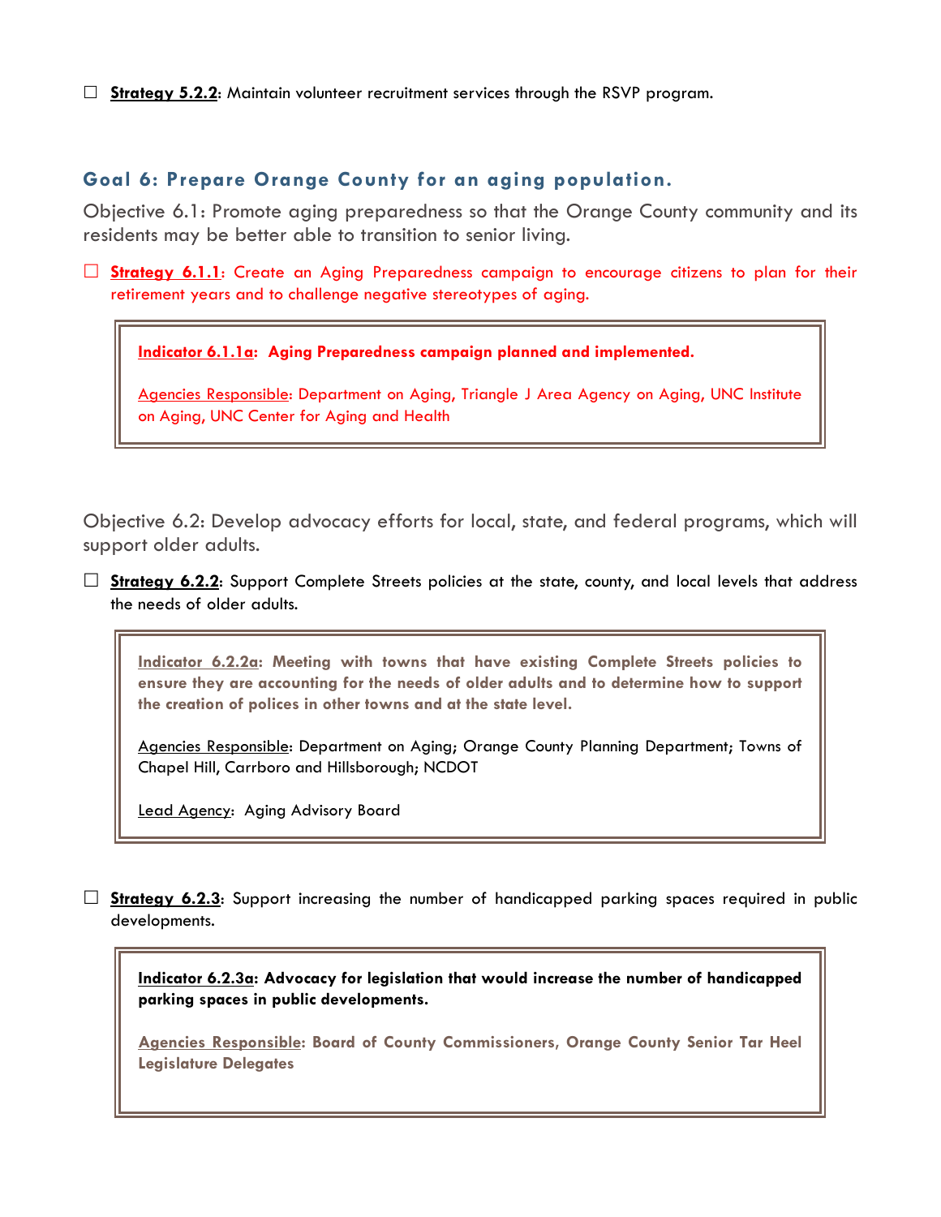☐ **Strategy 5.2.2**: Maintain volunteer recruitment services through the RSVP program.

## Goal 6: Prepare Orange County for an aging population.

Objective 6.1: Promote aging preparedness so that the Orange County community and its residents may be better able to transition to senior living.

☐ **Strategy 6.1.1**: Create an Aging Preparedness campaign to encourage citizens to plan for their retirement years and to challenge negative stereotypes of aging.

> **Indicator 6.1.1a: Aging Preparedness campaign planned and implemented.**
>
> Agencies Responsible: Department on Aging, Triangle J Area Agency on Aging, UNC Institute on Aging, UNC Center for Aging and Health

Objective 6.2: Develop advocacy efforts for local, state, and federal programs, which will support older adults.

☐ **Strategy 6.2.2**: Support Complete Streets policies at the state, county, and local levels that address the needs of older adults.

> **Indicator 6.2.2a: Meeting with towns that have existing Complete Streets policies to ensure they are accounting for the needs of older adults and to determine how to support the creation of polices in other towns and at the state level.**
>
> Agencies Responsible: Department on Aging; Orange County Planning Department; Towns of Chapel Hill, Carrboro and Hillsborough; NCDOT
>
> Lead Agency: Aging Advisory Board

☐ **Strategy 6.2.3**: Support increasing the number of handicapped parking spaces required in public developments.

> **Indicator 6.2.3a: Advocacy for legislation that would increase the number of handicapped parking spaces in public developments.**
>
> **Agencies Responsible: Board of County Commissioners, Orange County Senior Tar Heel Legislature Delegates**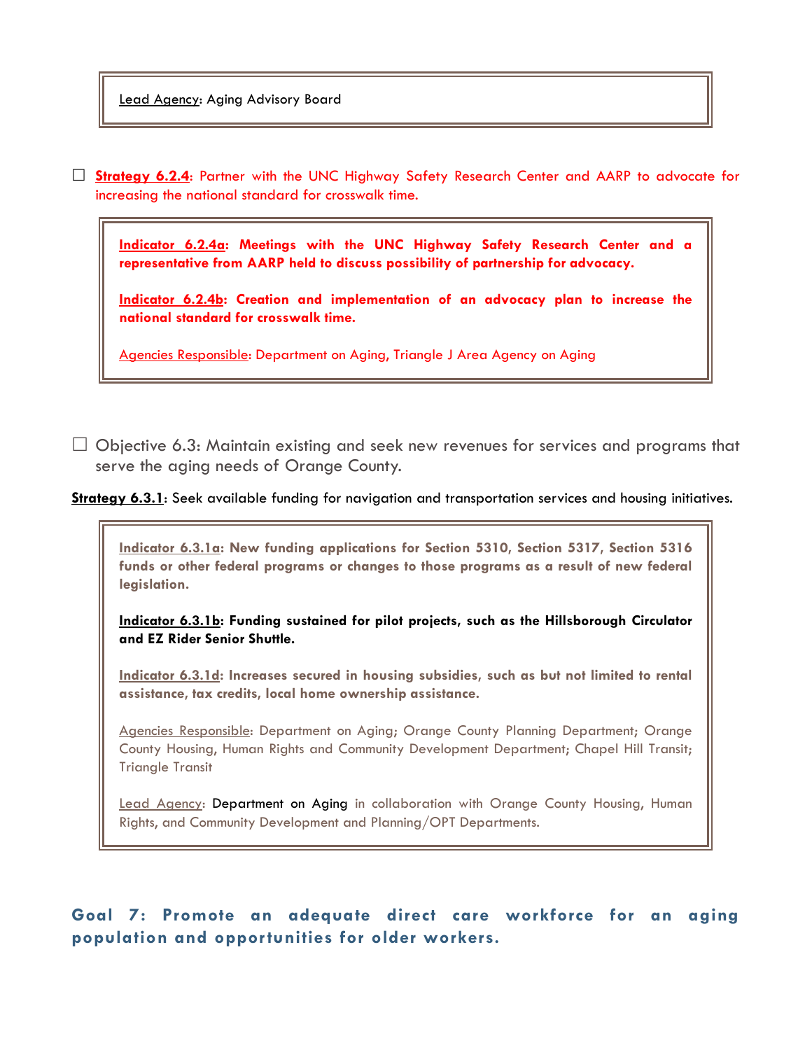Lead Agency: Aging Advisory Board

☐ **Strategy 6.2.4**: Partner with the UNC Highway Safety Research Center and AARP to advocate for increasing the national standard for crosswalk time.

**Indicator 6.2.4a: Meetings with the UNC Highway Safety Research Center and a representative from AARP held to discuss possibility of partnership for advocacy.**

**Indicator 6.2.4b: Creation and implementation of an advocacy plan to increase the national standard for crosswalk time.**

Agencies Responsible: Department on Aging, Triangle J Area Agency on Aging

☐ Objective 6.3: Maintain existing and seek new revenues for services and programs that serve the aging needs of Orange County.

**Strategy 6.3.1**: Seek available funding for navigation and transportation services and housing initiatives.

**Indicator 6.3.1a: New funding applications for Section 5310, Section 5317, Section 5316 funds or other federal programs or changes to those programs as a result of new federal legislation.**

**Indicator 6.3.1b: Funding sustained for pilot projects, such as the Hillsborough Circulator and EZ Rider Senior Shuttle.**

**Indicator 6.3.1d: Increases secured in housing subsidies, such as but not limited to rental assistance, tax credits, local home ownership assistance.**

Agencies Responsible: Department on Aging; Orange County Planning Department; Orange County Housing, Human Rights and Community Development Department; Chapel Hill Transit; Triangle Transit

Lead Agency: Department on Aging in collaboration with Orange County Housing, Human Rights, and Community Development and Planning/OPT Departments.

## Goal 7: Promote an adequate direct care workforce for an aging population and opportunities for older workers.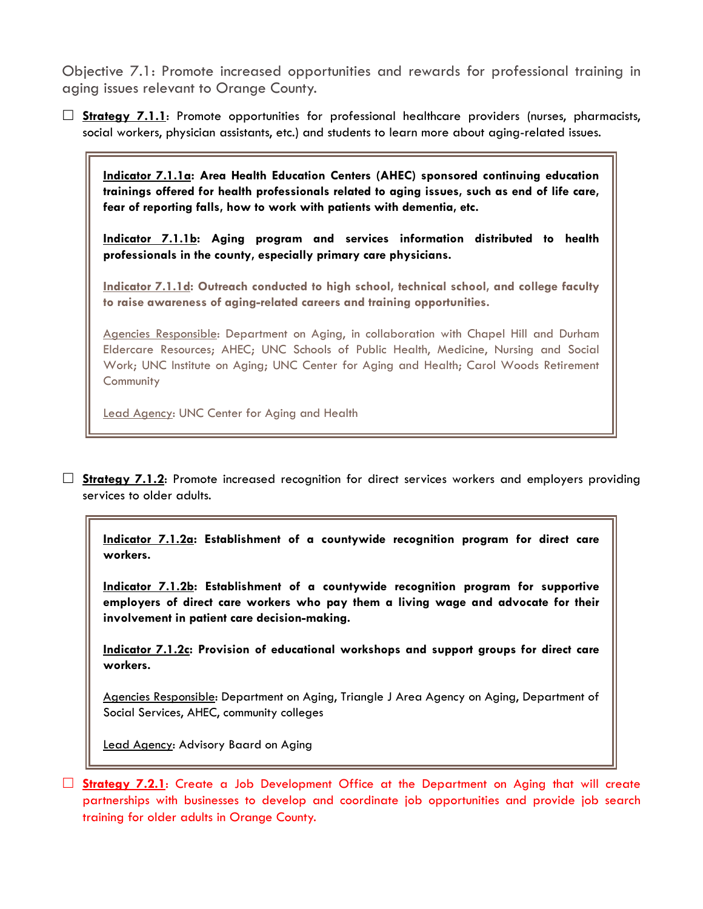Objective 7.1: Promote increased opportunities and rewards for professional training in aging issues relevant to Orange County.

☐ **Strategy 7.1.1**: Promote opportunities for professional healthcare providers (nurses, pharmacists, social workers, physician assistants, etc.) and students to learn more about aging-related issues.

> **Indicator 7.1.1a: Area Health Education Centers (AHEC) sponsored continuing education trainings offered for health professionals related to aging issues, such as end of life care, fear of reporting falls, how to work with patients with dementia, etc.**
>
> **Indicator 7.1.1b: Aging program and services information distributed to health professionals in the county, especially primary care physicians.**
>
> **Indicator 7.1.1d: Outreach conducted to high school, technical school, and college faculty to raise awareness of aging-related careers and training opportunities.**
>
> Agencies Responsible: Department on Aging, in collaboration with Chapel Hill and Durham Eldercare Resources; AHEC; UNC Schools of Public Health, Medicine, Nursing and Social Work; UNC Institute on Aging; UNC Center for Aging and Health; Carol Woods Retirement Community
>
> Lead Agency: UNC Center for Aging and Health

☐ **Strategy 7.1.2**: Promote increased recognition for direct services workers and employers providing services to older adults.

> **Indicator 7.1.2a: Establishment of a countywide recognition program for direct care workers.**
>
> **Indicator 7.1.2b: Establishment of a countywide recognition program for supportive employers of direct care workers who pay them a living wage and advocate for their involvement in patient care decision-making.**
>
> **Indicator 7.1.2c: Provision of educational workshops and support groups for direct care workers.**
>
> Agencies Responsible: Department on Aging, Triangle J Area Agency on Aging, Department of Social Services, AHEC, community colleges
>
> Lead Agency: Advisory Baard on Aging

☐ **Strategy 7.2.1**: Create a Job Development Office at the Department on Aging that will create partnerships with businesses to develop and coordinate job opportunities and provide job search training for older adults in Orange County.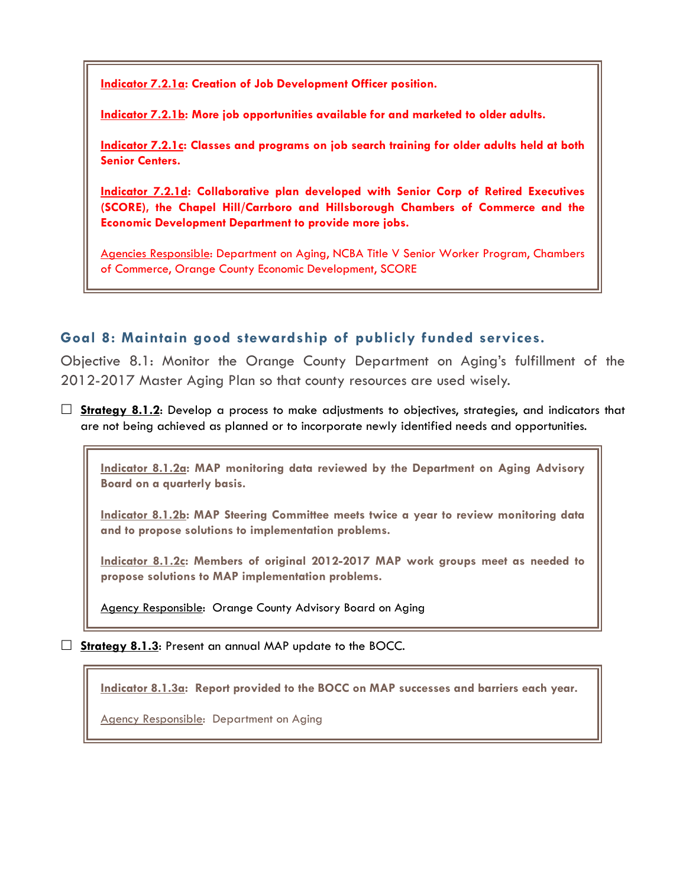**Indicator 7.2.1a: Creation of Job Development Officer position.**

**Indicator 7.2.1b: More job opportunities available for and marketed to older adults.**

**Indicator 7.2.1c: Classes and programs on job search training for older adults held at both Senior Centers.**

**Indicator 7.2.1d: Collaborative plan developed with Senior Corp of Retired Executives (SCORE), the Chapel Hill/Carrboro and Hillsborough Chambers of Commerce and the Economic Development Department to provide more jobs.**

Agencies Responsible: Department on Aging, NCBA Title V Senior Worker Program, Chambers of Commerce, Orange County Economic Development, SCORE

## Goal 8: Maintain good stewardship of publicly funded services.

Objective 8.1: Monitor the Orange County Department on Aging's fulfillment of the 2012-2017 Master Aging Plan so that county resources are used wisely.

☐ **Strategy 8.1.2**: Develop a process to make adjustments to objectives, strategies, and indicators that are not being achieved as planned or to incorporate newly identified needs and opportunities.

**Indicator 8.1.2a: MAP monitoring data reviewed by the Department on Aging Advisory Board on a quarterly basis.**

**Indicator 8.1.2b: MAP Steering Committee meets twice a year to review monitoring data and to propose solutions to implementation problems.**

**Indicator 8.1.2c: Members of original 2012-2017 MAP work groups meet as needed to propose solutions to MAP implementation problems.**

Agency Responsible: Orange County Advisory Board on Aging

☐ **Strategy 8.1.3**: Present an annual MAP update to the BOCC.

**Indicator 8.1.3a: Report provided to the BOCC on MAP successes and barriers each year.**

Agency Responsible: Department on Aging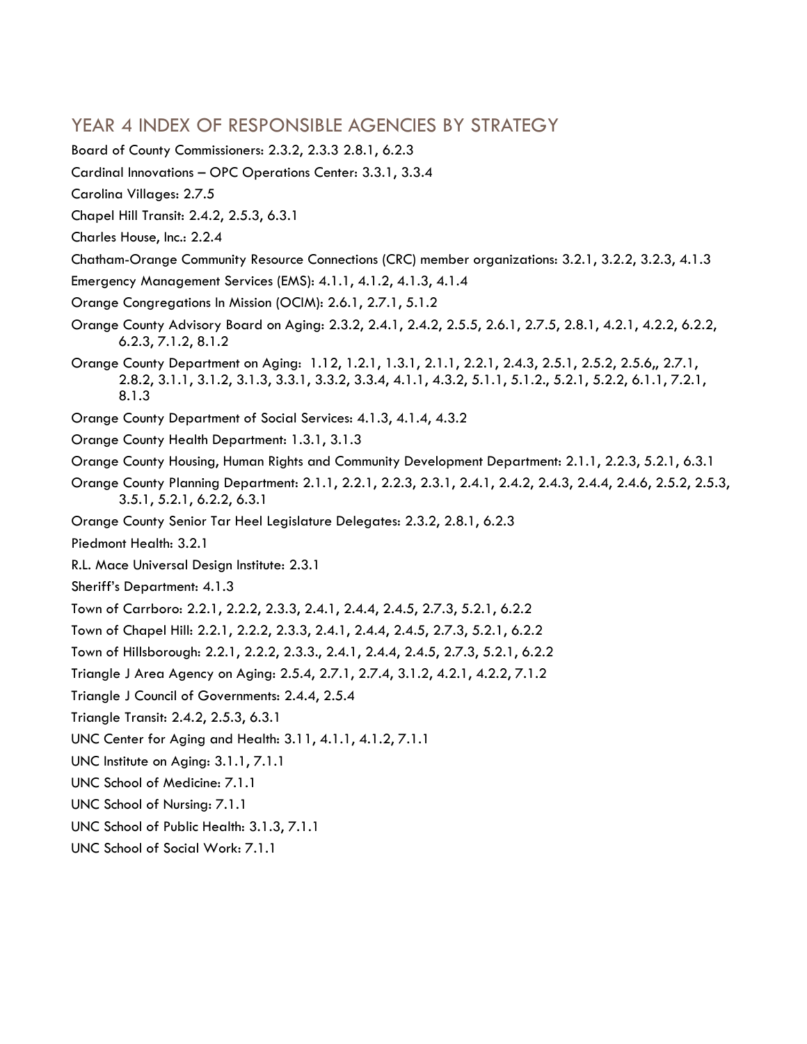## YEAR 4 INDEX OF RESPONSIBLE AGENCIES BY STRATEGY

Board of County Commissioners: 2.3.2, 2.3.3 2.8.1, 6.2.3

Cardinal Innovations – OPC Operations Center: 3.3.1, 3.3.4

Carolina Villages: 2.7.5

Chapel Hill Transit: 2.4.2, 2.5.3, 6.3.1

Charles House, Inc.: 2.2.4

Chatham-Orange Community Resource Connections (CRC) member organizations: 3.2.1, 3.2.2, 3.2.3, 4.1.3

Emergency Management Services (EMS): 4.1.1, 4.1.2, 4.1.3, 4.1.4

Orange Congregations In Mission (OCIM): 2.6.1, 2.7.1, 5.1.2

Orange County Advisory Board on Aging: 2.3.2, 2.4.1, 2.4.2, 2.5.5, 2.6.1, 2.7.5, 2.8.1, 4.2.1, 4.2.2, 6.2.2, 6.2.3, 7.1.2, 8.1.2

Orange County Department on Aging: 1.12, 1.2.1, 1.3.1, 2.1.1, 2.2.1, 2.4.3, 2.5.1, 2.5.2, 2.5.6,, 2.7.1, 2.8.2, 3.1.1, 3.1.2, 3.1.3, 3.3.1, 3.3.2, 3.3.4, 4.1.1, 4.3.2, 5.1.1, 5.1.2., 5.2.1, 5.2.2, 6.1.1, 7.2.1, 8.1.3

Orange County Department of Social Services: 4.1.3, 4.1.4, 4.3.2

Orange County Health Department: 1.3.1, 3.1.3

Orange County Housing, Human Rights and Community Development Department: 2.1.1, 2.2.3, 5.2.1, 6.3.1

Orange County Planning Department: 2.1.1, 2.2.1, 2.2.3, 2.3.1, 2.4.1, 2.4.2, 2.4.3, 2.4.4, 2.4.6, 2.5.2, 2.5.3, 3.5.1, 5.2.1, 6.2.2, 6.3.1

Orange County Senior Tar Heel Legislature Delegates: 2.3.2, 2.8.1, 6.2.3

Piedmont Health: 3.2.1

R.L. Mace Universal Design Institute: 2.3.1

Sheriff's Department: 4.1.3

Town of Carrboro: 2.2.1, 2.2.2, 2.3.3, 2.4.1, 2.4.4, 2.4.5, 2.7.3, 5.2.1, 6.2.2

Town of Chapel Hill: 2.2.1, 2.2.2, 2.3.3, 2.4.1, 2.4.4, 2.4.5, 2.7.3, 5.2.1, 6.2.2

Town of Hillsborough: 2.2.1, 2.2.2, 2.3.3., 2.4.1, 2.4.4, 2.4.5, 2.7.3, 5.2.1, 6.2.2

Triangle J Area Agency on Aging: 2.5.4, 2.7.1, 2.7.4, 3.1.2, 4.2.1, 4.2.2, 7.1.2

Triangle J Council of Governments: 2.4.4, 2.5.4

Triangle Transit: 2.4.2, 2.5.3, 6.3.1

UNC Center for Aging and Health: 3.11, 4.1.1, 4.1.2, 7.1.1

UNC Institute on Aging: 3.1.1, 7.1.1

UNC School of Medicine: 7.1.1

UNC School of Nursing: 7.1.1

UNC School of Public Health: 3.1.3, 7.1.1

UNC School of Social Work: 7.1.1